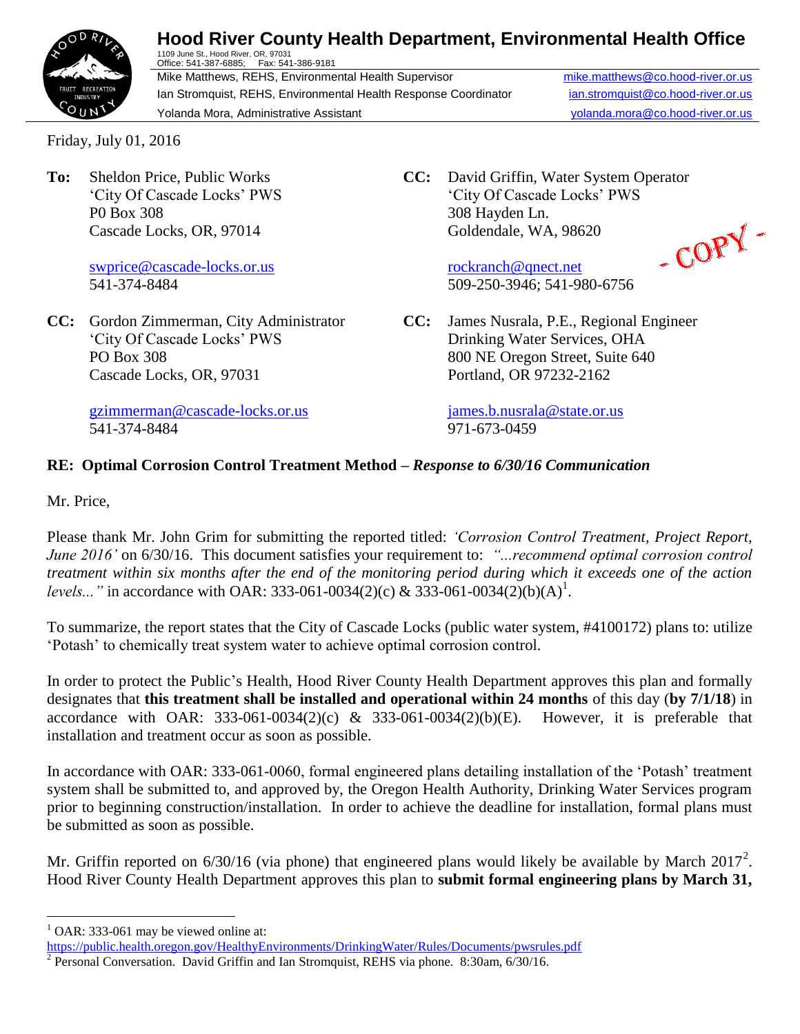# Hood River County Health Department, Environmental Health Office

1109 June St., Hood River, OR, 97031
Office: 541-387-6885; Fax: 541-386-9181

| | |
|---|---|
| Mike Matthews, REHS, Environmental Health Supervisor | mike.matthews@co.hood-river.or.us |
| Ian Stromquist, REHS, Environmental Health Response Coordinator | ian.stromquist@co.hood-river.or.us |
| Yolanda Mora, Administrative Assistant | yolanda.mora@co.hood-river.or.us |

Friday, July 01, 2016

- COPY -

**To:** Sheldon Price, Public Works
'City Of Cascade Locks' PWS
P0 Box 308
Cascade Locks, OR, 97014

swprice@cascade-locks.or.us
541-374-8484

**CC:** Gordon Zimmerman, City Administrator
'City Of Cascade Locks' PWS
PO Box 308
Cascade Locks, OR, 97031

gzimmerman@cascade-locks.or.us
541-374-8484

**CC:** David Griffin, Water System Operator
'City Of Cascade Locks' PWS
308 Hayden Ln.
Goldendale, WA, 98620

rockranch@qnect.net
509-250-3946; 541-980-6756

**CC:** James Nusrala, P.E., Regional Engineer
Drinking Water Services, OHA
800 NE Oregon Street, Suite 640
Portland, OR 97232-2162

james.b.nusrala@state.or.us
971-673-0459

**RE: Optimal Corrosion Control Treatment Method –** ***Response to 6/30/16 Communication***

Mr. Price,

Please thank Mr. John Grim for submitting the reported titled: *'Corrosion Control Treatment, Project Report, June 2016'* on 6/30/16. This document satisfies your requirement to: *"...recommend optimal corrosion control treatment within six months after the end of the monitoring period during which it exceeds one of the action levels..."* in accordance with OAR: 333-061-0034(2)(c) & 333-061-0034(2)(b)(A)[1].

To summarize, the report states that the City of Cascade Locks (public water system, #4100172) plans to: utilize 'Potash' to chemically treat system water to achieve optimal corrosion control.

In order to protect the Public's Health, Hood River County Health Department approves this plan and formally designates that **this treatment shall be installed and operational within 24 months** of this day (**by 7/1/18**) in accordance with OAR: 333-061-0034(2)(c) & 333-061-0034(2)(b)(E). However, it is preferable that installation and treatment occur as soon as possible.

In accordance with OAR: 333-061-0060, formal engineered plans detailing installation of the 'Potash' treatment system shall be submitted to, and approved by, the Oregon Health Authority, Drinking Water Services program prior to beginning construction/installation. In order to achieve the deadline for installation, formal plans must be submitted as soon as possible.

Mr. Griffin reported on 6/30/16 (via phone) that engineered plans would likely be available by March 2017[2]. Hood River County Health Department approves this plan to **submit formal engineering plans by March 31,**

---

[1] OAR: 333-061 may be viewed online at: https://public.health.oregon.gov/HealthyEnvironments/DrinkingWater/Rules/Documents/pwsrules.pdf

[2] Personal Conversation. David Griffin and Ian Stromquist, REHS via phone. 8:30am, 6/30/16.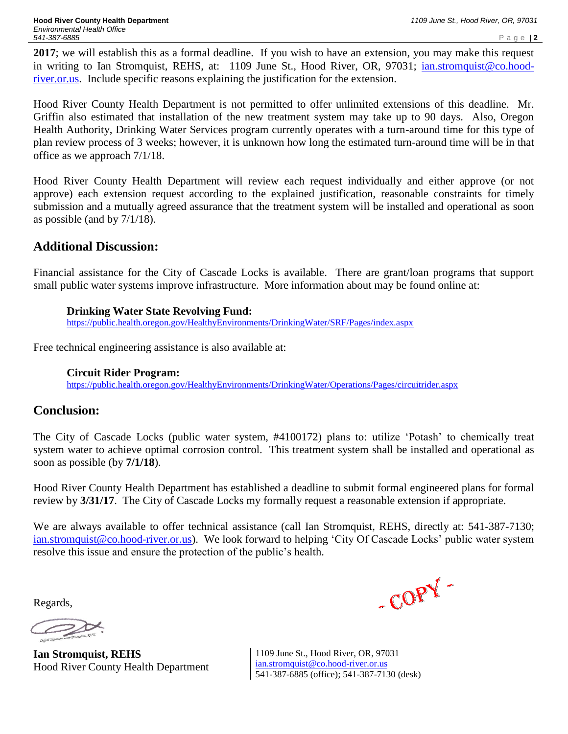**2017**; we will establish this as a formal deadline. If you wish to have an extension, you may make this request in writing to Ian Stromquist, REHS, at: 1109 June St., Hood River, OR, 97031; ian.stromquist@co.hood-river.or.us. Include specific reasons explaining the justification for the extension.

Hood River County Health Department is not permitted to offer unlimited extensions of this deadline. Mr. Griffin also estimated that installation of the new treatment system may take up to 90 days. Also, Oregon Health Authority, Drinking Water Services program currently operates with a turn-around time for this type of plan review process of 3 weeks; however, it is unknown how long the estimated turn-around time will be in that office as we approach 7/1/18.

Hood River County Health Department will review each request individually and either approve (or not approve) each extension request according to the explained justification, reasonable constraints for timely submission and a mutually agreed assurance that the treatment system will be installed and operational as soon as possible (and by 7/1/18).

## Additional Discussion:

Financial assistance for the City of Cascade Locks is available. There are grant/loan programs that support small public water systems improve infrastructure. More information about may be found online at:

**Drinking Water State Revolving Fund:**
https://public.health.oregon.gov/HealthyEnvironments/DrinkingWater/SRF/Pages/index.aspx

Free technical engineering assistance is also available at:

**Circuit Rider Program:**
https://public.health.oregon.gov/HealthyEnvironments/DrinkingWater/Operations/Pages/circuitrider.aspx

## Conclusion:

The City of Cascade Locks (public water system, #4100172) plans to: utilize 'Potash' to chemically treat system water to achieve optimal corrosion control. This treatment system shall be installed and operational as soon as possible (by **7/1/18**).

Hood River County Health Department has established a deadline to submit formal engineered plans for formal review by **3/31/17**. The City of Cascade Locks my formally request a reasonable extension if appropriate.

We are always available to offer technical assistance (call Ian Stromquist, REHS, directly at: 541-387-7130; ian.stromquist@co.hood-river.or.us). We look forward to helping 'City Of Cascade Locks' public water system resolve this issue and ensure the protection of the public's health.

Regards,

- COPY -

**Ian Stromquist, REHS**
Hood River County Health Department

1109 June St., Hood River, OR, 97031
ian.stromquist@co.hood-river.or.us
541-387-6885 (office); 541-387-7130 (desk)